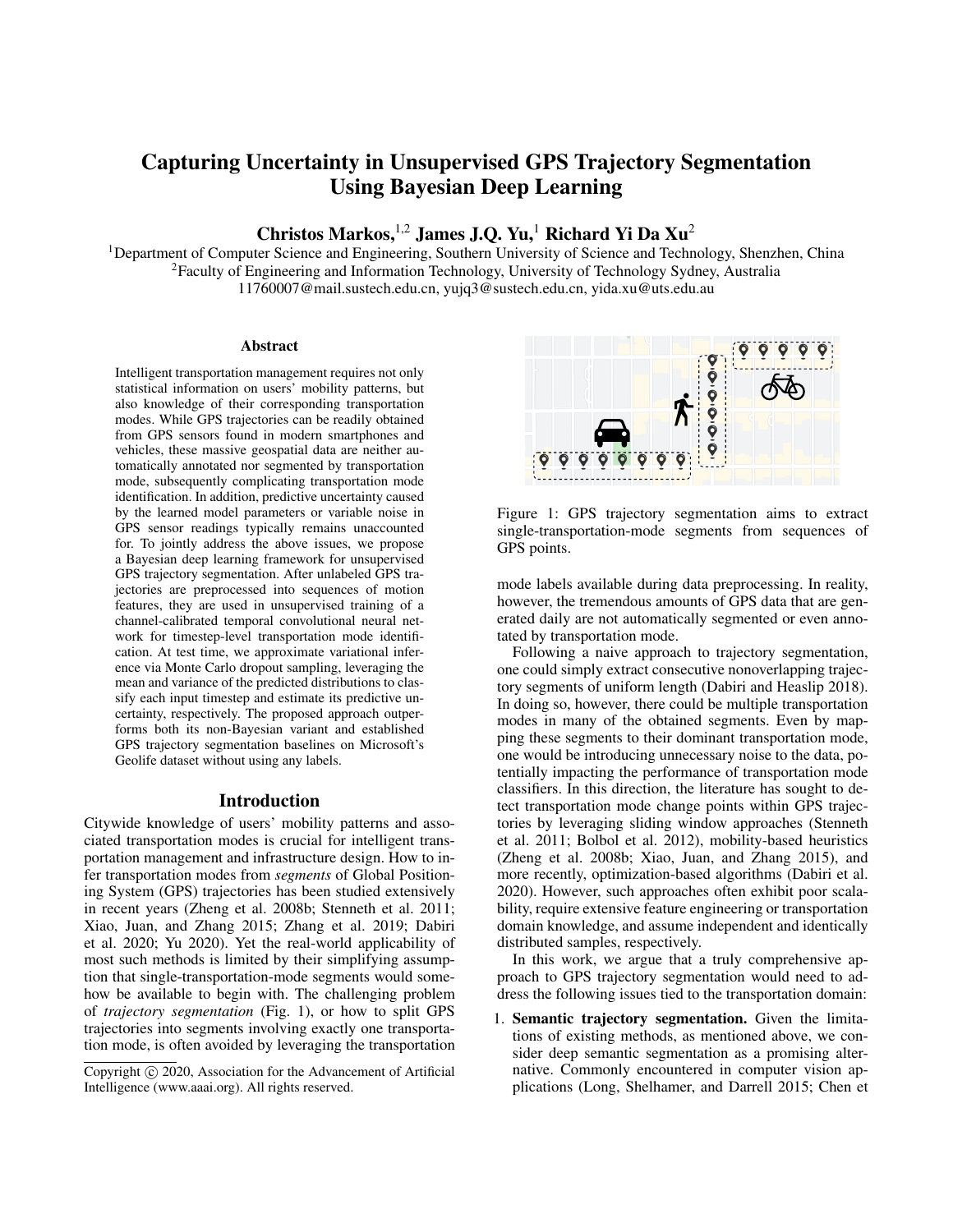# Capturing Uncertainty in Unsupervised GPS Trajectory Segmentation Using Bayesian Deep Learning

**Christos Markos,[1,2] James J.Q. Yu,[1] Richard Yi Da Xu[2]**

[1]Department of Computer Science and Engineering, Southern University of Science and Technology, Shenzhen, China
[2]Faculty of Engineering and Information Technology, University of Technology Sydney, Australia
11760007@mail.sustech.edu.cn, yujq3@sustech.edu.cn, yida.xu@uts.edu.au

## Abstract

Intelligent transportation management requires not only statistical information on users' mobility patterns, but also knowledge of their corresponding transportation modes. While GPS trajectories can be readily obtained from GPS sensors found in modern smartphones and vehicles, these massive geospatial data are neither automatically annotated nor segmented by transportation mode, subsequently complicating transportation mode identification. In addition, predictive uncertainty caused by the learned model parameters or variable noise in GPS sensor readings typically remains unaccounted for. To jointly address the above issues, we propose a Bayesian deep learning framework for unsupervised GPS trajectory segmentation. After unlabeled GPS trajectories are preprocessed into sequences of motion features, they are used in unsupervised training of a channel-calibrated temporal convolutional neural network for timestep-level transportation mode identification. At test time, we approximate variational inference via Monte Carlo dropout sampling, leveraging the mean and variance of the predicted distributions to classify each input timestep and estimate its predictive uncertainty, respectively. The proposed approach outperforms both its non-Bayesian variant and established GPS trajectory segmentation baselines on Microsoft's Geolife dataset without using any labels.

## Introduction

Citywide knowledge of users' mobility patterns and associated transportation modes is crucial for intelligent transportation management and infrastructure design. How to infer transportation modes from *segments* of Global Positioning System (GPS) trajectories has been studied extensively in recent years (Zheng et al. 2008b; Stenneth et al. 2011; Xiao, Juan, and Zhang 2015; Zhang et al. 2019; Dabiri et al. 2020; Yu 2020). Yet the real-world applicability of most such methods is limited by their simplifying assumption that single-transportation-mode segments would somehow be available to begin with. The challenging problem of *trajectory segmentation* (Fig. 1), or how to split GPS trajectories into segments involving exactly one transportation mode, is often avoided by leveraging the transportation mode labels available during data preprocessing. In reality, however, the tremendous amounts of GPS data that are generated daily are not automatically segmented or even annotated by transportation mode.

Figure 1: GPS trajectory segmentation aims to extract single-transportation-mode segments from sequences of GPS points.

Following a naive approach to trajectory segmentation, one could simply extract consecutive nonoverlapping trajectory segments of uniform length (Dabiri and Heaslip 2018). In doing so, however, there could be multiple transportation modes in many of the obtained segments. Even by mapping these segments to their dominant transportation mode, one would be introducing unnecessary noise to the data, potentially impacting the performance of transportation mode classifiers. In this direction, the literature has sought to detect transportation mode change points within GPS trajectories by leveraging sliding window approaches (Stenneth et al. 2011; Bolbol et al. 2012), mobility-based heuristics (Zheng et al. 2008b; Xiao, Juan, and Zhang 2015), and more recently, optimization-based algorithms (Dabiri et al. 2020). However, such approaches often exhibit poor scalability, require extensive feature engineering or transportation domain knowledge, and assume independent and identically distributed samples, respectively.

In this work, we argue that a truly comprehensive approach to GPS trajectory segmentation would need to address the following issues tied to the transportation domain:

1. **Semantic trajectory segmentation.** Given the limitations of existing methods, as mentioned above, we consider deep semantic segmentation as a promising alternative. Commonly encountered in computer vision applications (Long, Shelhamer, and Darrell 2015; Chen et

Copyright © 2020, Association for the Advancement of Artificial Intelligence (www.aaai.org). All rights reserved.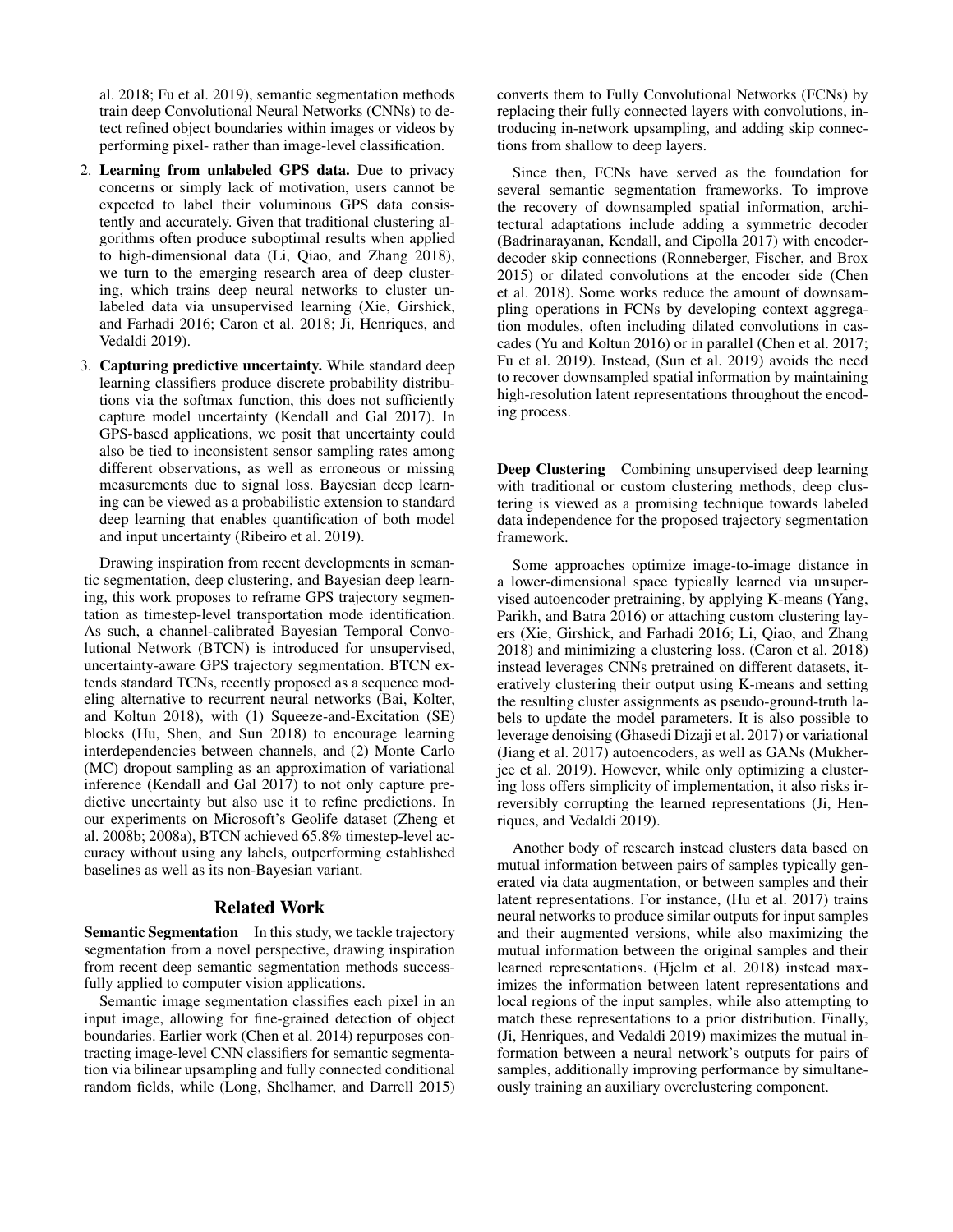al. 2018; Fu et al. 2019), semantic segmentation methods train deep Convolutional Neural Networks (CNNs) to detect refined object boundaries within images or videos by performing pixel- rather than image-level classification.

2. **Learning from unlabeled GPS data.** Due to privacy concerns or simply lack of motivation, users cannot be expected to label their voluminous GPS data consistently and accurately. Given that traditional clustering algorithms often produce suboptimal results when applied to high-dimensional data (Li, Qiao, and Zhang 2018), we turn to the emerging research area of deep clustering, which trains deep neural networks to cluster unlabeled data via unsupervised learning (Xie, Girshick, and Farhadi 2016; Caron et al. 2018; Ji, Henriques, and Vedaldi 2019).

3. **Capturing predictive uncertainty.** While standard deep learning classifiers produce discrete probability distributions via the softmax function, this does not sufficiently capture model uncertainty (Kendall and Gal 2017). In GPS-based applications, we posit that uncertainty could also be tied to inconsistent sensor sampling rates among different observations, as well as erroneous or missing measurements due to signal loss. Bayesian deep learning can be viewed as a probabilistic extension to standard deep learning that enables quantification of both model and input uncertainty (Ribeiro et al. 2019).

Drawing inspiration from recent developments in semantic segmentation, deep clustering, and Bayesian deep learning, this work proposes to reframe GPS trajectory segmentation as timestep-level transportation mode identification. As such, a channel-calibrated Bayesian Temporal Convolutional Network (BTCN) is introduced for unsupervised, uncertainty-aware GPS trajectory segmentation. BTCN extends standard TCNs, recently proposed as a sequence modeling alternative to recurrent neural networks (Bai, Kolter, and Koltun 2018), with (1) Squeeze-and-Excitation (SE) blocks (Hu, Shen, and Sun 2018) to encourage learning interdependencies between channels, and (2) Monte Carlo (MC) dropout sampling as an approximation of variational inference (Kendall and Gal 2017) to not only capture predictive uncertainty but also use it to refine predictions. In our experiments on Microsoft's Geolife dataset (Zheng et al. 2008b; 2008a), BTCN achieved 65.8% timestep-level accuracy without using any labels, outperforming established baselines as well as its non-Bayesian variant.

## Related Work

**Semantic Segmentation** In this study, we tackle trajectory segmentation from a novel perspective, drawing inspiration from recent deep semantic segmentation methods successfully applied to computer vision applications.

Semantic image segmentation classifies each pixel in an input image, allowing for fine-grained detection of object boundaries. Earlier work (Chen et al. 2014) repurposes contracting image-level CNN classifiers for semantic segmentation via bilinear upsampling and fully connected conditional random fields, while (Long, Shelhamer, and Darrell 2015) converts them to Fully Convolutional Networks (FCNs) by replacing their fully connected layers with convolutions, introducing in-network upsampling, and adding skip connections from shallow to deep layers.

Since then, FCNs have served as the foundation for several semantic segmentation frameworks. To improve the recovery of downsampled spatial information, architectural adaptations include adding a symmetric decoder (Badrinarayanan, Kendall, and Cipolla 2017) with encoder-decoder skip connections (Ronneberger, Fischer, and Brox 2015) or dilated convolutions at the encoder side (Chen et al. 2018). Some works reduce the amount of downsampling operations in FCNs by developing context aggregation modules, often including dilated convolutions in cascades (Yu and Koltun 2016) or in parallel (Chen et al. 2017; Fu et al. 2019). Instead, (Sun et al. 2019) avoids the need to recover downsampled spatial information by maintaining high-resolution latent representations throughout the encoding process.

**Deep Clustering** Combining unsupervised deep learning with traditional or custom clustering methods, deep clustering is viewed as a promising technique towards labeled data independence for the proposed trajectory segmentation framework.

Some approaches optimize image-to-image distance in a lower-dimensional space typically learned via unsupervised autoencoder pretraining, by applying K-means (Yang, Parikh, and Batra 2016) or attaching custom clustering layers (Xie, Girshick, and Farhadi 2016; Li, Qiao, and Zhang 2018) and minimizing a clustering loss. (Caron et al. 2018) instead leverages CNNs pretrained on different datasets, iteratively clustering their output using K-means and setting the resulting cluster assignments as pseudo-ground-truth labels to update the model parameters. It is also possible to leverage denoising (Ghasedi Dizaji et al. 2017) or variational (Jiang et al. 2017) autoencoders, as well as GANs (Mukherjee et al. 2019). However, while only optimizing a clustering loss offers simplicity of implementation, it also risks irreversibly corrupting the learned representations (Ji, Henriques, and Vedaldi 2019).

Another body of research instead clusters data based on mutual information between pairs of samples typically generated via data augmentation, or between samples and their latent representations. For instance, (Hu et al. 2017) trains neural networks to produce similar outputs for input samples and their augmented versions, while also maximizing the mutual information between the original samples and their learned representations. (Hjelm et al. 2018) instead maximizes the information between latent representations and local regions of the input samples, while also attempting to match these representations to a prior distribution. Finally, (Ji, Henriques, and Vedaldi 2019) maximizes the mutual information between a neural network's outputs for pairs of samples, additionally improving performance by simultaneously training an auxiliary overclustering component.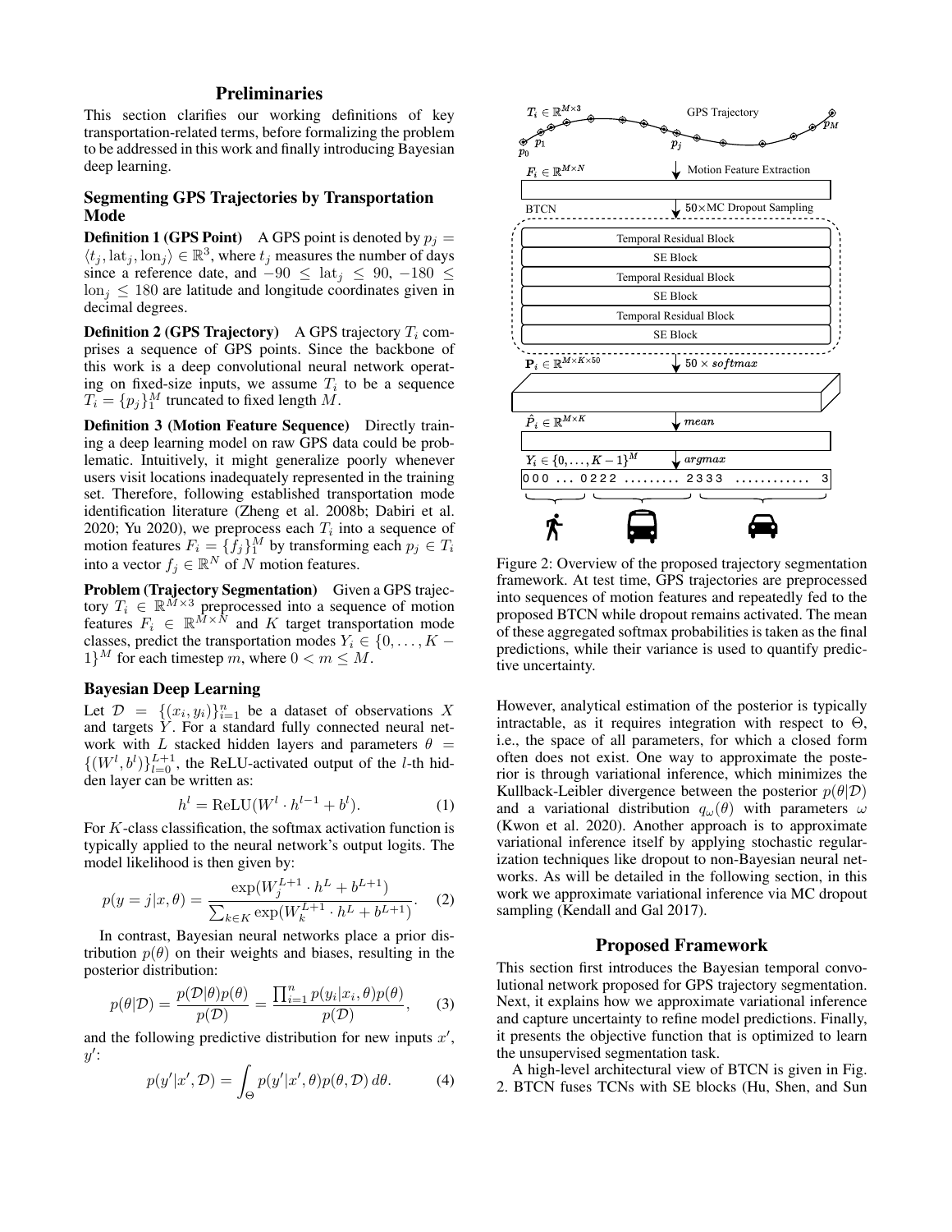## Preliminaries

This section clarifies our working definitions of key transportation-related terms, before formalizing the problem to be addressed in this work and finally introducing Bayesian deep learning.

### Segmenting GPS Trajectories by Transportation Mode

**Definition 1 (GPS Point)** A GPS point is denoted by $p_j = \langle t_j, \text{lat}_j, \text{lon}_j \rangle \in \mathbb{R}^3$, where $t_j$ measures the number of days since a reference date, and $-90 \leq \text{lat}_j \leq 90$, $-180 \leq \text{lon}_j \leq 180$ are latitude and longitude coordinates given in decimal degrees.

**Definition 2 (GPS Trajectory)** A GPS trajectory $T_i$ comprises a sequence of GPS points. Since the backbone of this work is a deep convolutional neural network operating on fixed-size inputs, we assume $T_i$ to be a sequence $T_i = \{p_j\}_1^M$ truncated to fixed length $M$.

**Definition 3 (Motion Feature Sequence)** Directly training a deep learning model on raw GPS data could be problematic. Intuitively, it might generalize poorly whenever users visit locations inadequately represented in the training set. Therefore, following established transportation mode identification literature (Zheng et al. 2008b; Dabiri et al. 2020; Yu 2020), we preprocess each $T_i$ into a sequence of motion features $F_i = \{f_j\}_1^M$ by transforming each $p_j \in T_i$ into a vector $f_j \in \mathbb{R}^N$ of $N$ motion features.

**Problem (Trajectory Segmentation)** Given a GPS trajectory $T_i \in \mathbb{R}^{M\times 3}$ preprocessed into a sequence of motion features $F_i \in \mathbb{R}^{M\times N}$ and $K$ target transportation mode classes, predict the transportation modes $Y_i \in \{0, \ldots, K-1\}^M$ for each timestep $m$, where $0 < m \leq M$.

### Bayesian Deep Learning

Let $\mathcal{D} = \{(x_i, y_i)\}_{i=1}^n$ be a dataset of observations $X$ and targets $Y$. For a standard fully connected neural network with $L$ stacked hidden layers and parameters $\theta = \{(W^l, b^l)\}_{l=0}^{L+1}$, the ReLU-activated output of the $l$-th hidden layer can be written as:

$$h^l = \text{ReLU}(W^l \cdot h^{l-1} + b^l). \tag{1}$$

For $K$-class classification, the softmax activation function is typically applied to the neural network's output logits. The model likelihood is then given by:

$$p(y=j|x,\theta) = \frac{\exp(W_j^{L+1} \cdot h^L + b^{L+1})}{\sum_{k\in K} \exp(W_k^{L+1} \cdot h^L + b^{L+1})}. \tag{2}$$

In contrast, Bayesian neural networks place a prior distribution $p(\theta)$ on their weights and biases, resulting in the posterior distribution:

$$p(\theta|\mathcal{D}) = \frac{p(\mathcal{D}|\theta)p(\theta)}{p(\mathcal{D})} = \frac{\prod_{i=1}^n p(y_i|x_i,\theta)p(\theta)}{p(\mathcal{D})}, \tag{3}$$

and the following predictive distribution for new inputs $x'$, $y'$:

$$p(y'|x',\mathcal{D}) = \int_\Theta p(y'|x',\theta)p(\theta,\mathcal{D})\,d\theta. \tag{4}$$

Figure 2: Overview of the proposed trajectory segmentation framework. At test time, GPS trajectories are preprocessed into sequences of motion features and repeatedly fed to the proposed BTCN while dropout remains activated. The mean of these aggregated softmax probabilities is taken as the final predictions, while their variance is used to quantify predictive uncertainty.

However, analytical estimation of the posterior is typically intractable, as it requires integration with respect to $\Theta$, i.e., the space of all parameters, for which a closed form often does not exist. One way to approximate the posterior is through variational inference, which minimizes the Kullback-Leibler divergence between the posterior $p(\theta|\mathcal{D})$ and a variational distribution $q_\omega(\theta)$ with parameters $\omega$ (Kwon et al. 2020). Another approach is to approximate variational inference itself by applying stochastic regularization techniques like dropout to non-Bayesian neural networks. As will be detailed in the following section, in this work we approximate variational inference via MC dropout sampling (Kendall and Gal 2017).

## Proposed Framework

This section first introduces the Bayesian temporal convolutional network proposed for GPS trajectory segmentation. Next, it explains how we approximate variational inference and capture uncertainty to refine model predictions. Finally, it presents the objective function that is optimized to learn the unsupervised segmentation task.

A high-level architectural view of BTCN is given in Fig. 2. BTCN fuses TCNs with SE blocks (Hu, Shen, and Sun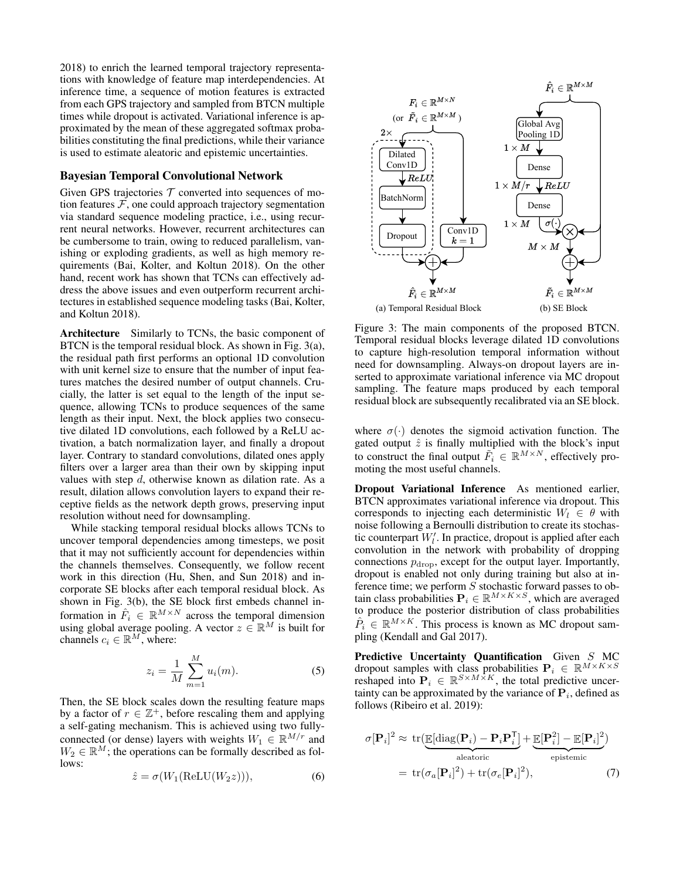2018) to enrich the learned temporal trajectory representations with knowledge of feature map interdependencies. At inference time, a sequence of motion features is extracted from each GPS trajectory and sampled from BTCN multiple times while dropout is activated. Variational inference is approximated by the mean of these aggregated softmax probabilities constituting the final predictions, while their variance is used to estimate aleatoric and epistemic uncertainties.

## Bayesian Temporal Convolutional Network

Given GPS trajectories $\mathcal{T}$ converted into sequences of motion features $\mathcal{F}$, one could approach trajectory segmentation via standard sequence modeling practice, i.e., using recurrent neural networks. However, recurrent architectures can be cumbersome to train, owing to reduced parallelism, vanishing or exploding gradients, as well as high memory requirements (Bai, Kolter, and Koltun 2018). On the other hand, recent work has shown that TCNs can effectively address the above issues and even outperform recurrent architectures in established sequence modeling tasks (Bai, Kolter, and Koltun 2018).

**Architecture** Similarly to TCNs, the basic component of BTCN is the temporal residual block. As shown in Fig. 3(a), the residual path first performs an optional 1D convolution with unit kernel size to ensure that the number of input features matches the desired number of output channels. Crucially, the latter is set equal to the length of the input sequence, allowing TCNs to produce sequences of the same length as their input. Next, the block applies two consecutive dilated 1D convolutions, each followed by a ReLU activation, a batch normalization layer, and finally a dropout layer. Contrary to standard convolutions, dilated ones apply filters over a larger area than their own by skipping input values with step $d$, otherwise known as dilation rate. As a result, dilation allows convolution layers to expand their receptive fields as the network depth grows, preserving input resolution without need for downsampling.

While stacking temporal residual blocks allows TCNs to uncover temporal dependencies among timesteps, we posit that it may not sufficiently account for dependencies within the channels themselves. Consequently, we follow recent work in this direction (Hu, Shen, and Sun 2018) and incorporate SE blocks after each temporal residual block. As shown in Fig. 3(b), the SE block first embeds channel information in $\hat{F}_i \in \mathbb{R}^{M \times N}$ across the temporal dimension using global average pooling. A vector $z \in \mathbb{R}^M$ is built for channels $c_i \in \mathbb{R}^M$, where:

$$z_i = \frac{1}{M} \sum_{m=1}^{M} u_i(m). \tag{5}$$

Then, the SE block scales down the resulting feature maps by a factor of $r \in \mathbb{Z}^+$, before rescaling them and applying a self-gating mechanism. This is achieved using two fully-connected (or dense) layers with weights $W_1 \in \mathbb{R}^{M/r}$ and $W_2 \in \mathbb{R}^M$; the operations can be formally described as follows:

$$\hat{z} = \sigma(W_1(\text{ReLU}(W_2 z))), \tag{6}$$

Figure 3: The main components of the proposed BTCN. Temporal residual blocks leverage dilated 1D convolutions to capture high-resolution temporal information without need for downsampling. Always-on dropout layers are inserted to approximate variational inference via MC dropout sampling. The feature maps produced by each temporal residual block are subsequently recalibrated via an SE block.

where $\sigma(\cdot)$ denotes the sigmoid activation function. The gated output $\hat{z}$ is finally multiplied with the block's input to construct the final output $\tilde{F}_i \in \mathbb{R}^{M \times N}$, effectively promoting the most useful channels.

**Dropout Variational Inference** As mentioned earlier, BTCN approximates variational inference via dropout. This corresponds to injecting each deterministic $W_l \in \theta$ with noise following a Bernoulli distribution to create its stochastic counterpart $W_l'$. In practice, dropout is applied after each convolution in the network with probability of dropping connections $p_{\text{drop}}$, except for the output layer. Importantly, dropout is enabled not only during training but also at inference time; we perform $S$ stochastic forward passes to obtain class probabilities $\mathbf{P}_i \in \mathbb{R}^{M \times K \times S}$, which are averaged to produce the posterior distribution of class probabilities $\hat{P}_i \in \mathbb{R}^{M \times K}$. This process is known as MC dropout sampling (Kendall and Gal 2017).

**Predictive Uncertainty Quantification** Given $S$ MC dropout samples with class probabilities $\mathbf{P}_i \in \mathbb{R}^{M \times K \times S}$ reshaped into $\mathbf{P}_i \in \mathbb{R}^{S \times M \times K}$, the total predictive uncertainty can be approximated by the variance of $\mathbf{P}_i$, defined as follows (Ribeiro et al. 2019):

$$\begin{aligned}\sigma[\mathbf{P}_i]^2 &\approx \text{tr}(\underbrace{\mathbb{E}[\text{diag}(\mathbf{P}_i) - \mathbf{P}_i\mathbf{P}_i^\intercal]}_{\text{aleatoric}} + \underbrace{\mathbb{E}[\mathbf{P}_i^2] - \mathbb{E}[\mathbf{P}_i]^2}_{\text{epistemic}}) \\ &= \text{tr}(\sigma_a[\mathbf{P}_i]^2) + \text{tr}(\sigma_e[\mathbf{P}_i]^2),\end{aligned} \tag{7}$$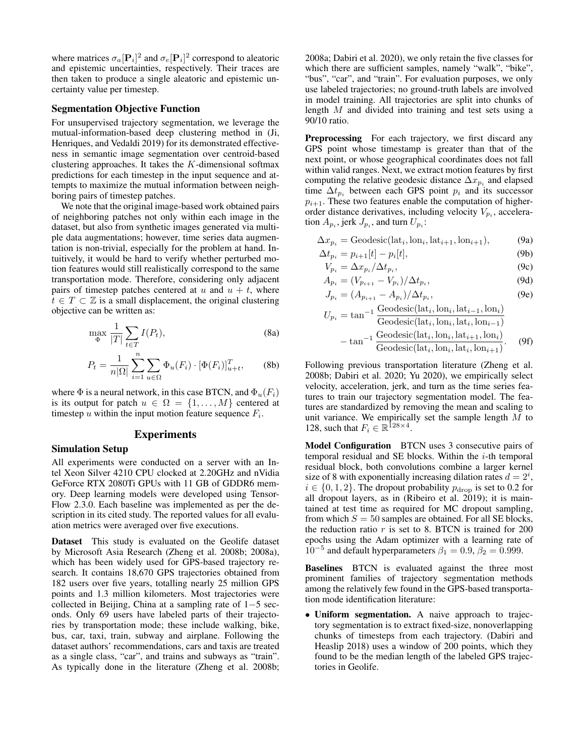where matrices $\sigma_a[\mathbf{P}_i]^2$ and $\sigma_e[\mathbf{P}_i]^2$ correspond to aleatoric and epistemic uncertainties, respectively. Their traces are then taken to produce a single aleatoric and epistemic uncertainty value per timestep.

### Segmentation Objective Function

For unsupervised trajectory segmentation, we leverage the mutual-information-based deep clustering method in (Ji, Henriques, and Vedaldi 2019) for its demonstrated effectiveness in semantic image segmentation over centroid-based clustering approaches. It takes the $K$-dimensional softmax predictions for each timestep in the input sequence and attempts to maximize the mutual information between neighboring pairs of timestep patches.

We note that the original image-based work obtained pairs of neighboring patches not only within each image in the dataset, but also from synthetic images generated via multiple data augmentations; however, time series data augmentation is non-trivial, especially for the problem at hand. Intuitively, it would be hard to verify whether perturbed motion features would still realistically correspond to the same transportation mode. Therefore, considering only adjacent pairs of timestep patches centered at $u$ and $u+t$, where $t \in T \subset \mathbb{Z}$ is a small displacement, the original clustering objective can be written as:

$$\max_{\Phi} \frac{1}{|T|} \sum_{t \in T} I(P_t), \tag{8a}$$

$$P_t = \frac{1}{n|\Omega|} \sum_{i=1}^{n} \sum_{u \in \Omega} \Phi_u(F_i) \cdot [\Phi(F_i)]_{u+t}^T, \tag{8b}$$

where $\Phi$ is a neural network, in this case BTCN, and $\Phi_u(F_i)$ is its output for patch $u \in \Omega = \{1, \ldots, M\}$ centered at timestep $u$ within the input motion feature sequence $F_i$.

## Experiments

### Simulation Setup

All experiments were conducted on a server with an Intel Xeon Silver 4210 CPU clocked at 2.20GHz and nVidia GeForce RTX 2080Ti GPUs with 11 GB of GDDR6 memory. Deep learning models were developed using TensorFlow 2.3.0. Each baseline was implemented as per the description in its cited study. The reported values for all evaluation metrics were averaged over five executions.

**Dataset** This study is evaluated on the Geolife dataset by Microsoft Asia Research (Zheng et al. 2008b; 2008a), which has been widely used for GPS-based trajectory research. It contains 18,670 GPS trajectories obtained from 182 users over five years, totalling nearly 25 million GPS points and 1.3 million kilometers. Most trajectories were collected in Beijing, China at a sampling rate of $1-5$ seconds. Only 69 users have labeled parts of their trajectories by transportation mode; these include walking, bike, bus, car, taxi, train, subway and airplane. Following the dataset authors' recommendations, cars and taxis are treated as a single class, "car", and trains and subways as "train". As typically done in the literature (Zheng et al. 2008b; 2008a; Dabiri et al. 2020), we only retain the five classes for which there are sufficient samples, namely "walk", "bike", "bus", "car", and "train". For evaluation purposes, we only use labeled trajectories; no ground-truth labels are involved in model training. All trajectories are split into chunks of length $M$ and divided into training and test sets using a 90/10 ratio.

**Preprocessing** For each trajectory, we first discard any GPS point whose timestamp is greater than that of the next point, or whose geographical coordinates does not fall within valid ranges. Next, we extract motion features by first computing the relative geodesic distance $\Delta x_{p_i}$ and elapsed time $\Delta t_{p_i}$ between each GPS point $p_i$ and its successor $p_{i+1}$. These two features enable the computation of higher-order distance derivatives, including velocity $V_{p_i}$, acceleration $A_{p_i}$, jerk $J_{p_i}$, and turn $U_{p_i}$:

$$\Delta x_{p_i} = \text{Geodesic}(\text{lat}_i, \text{lon}_i, \text{lat}_{i+1}, \text{lon}_{i+1}), \tag{9a}$$

$$\Delta t_{p_i} = p_{i+1}[t] - p_i[t], \tag{9b}$$

$$V_{p_i} = \Delta x_{p_i} / \Delta t_{p_i}, \tag{9c}$$

$$A_{p_i} = (V_{p_{i+1}} - V_{p_i}) / \Delta t_{p_i}, \tag{9d}$$

$$J_{p_i} = (A_{p_{i+1}} - A_{p_i}) / \Delta t_{p_i}, \tag{9e}$$

$$U_{p_i} = \tan^{-1} \frac{\text{Geodesic}(\text{lat}_i, \text{lon}_i, \text{lat}_{i-1}, \text{lon}_i)}{\text{Geodesic}(\text{lat}_i, \text{lon}_i, \text{lat}_i, \text{lon}_{i-1})} - \tan^{-1} \frac{\text{Geodesic}(\text{lat}_i, \text{lon}_i, \text{lat}_{i+1}, \text{lon}_i)}{\text{Geodesic}(\text{lat}_i, \text{lon}_i, \text{lat}_i, \text{lon}_{i+1})}. \tag{9f}$$

Following previous transportation literature (Zheng et al. 2008b; Dabiri et al. 2020; Yu 2020), we empirically select velocity, acceleration, jerk, and turn as the time series features to train our trajectory segmentation model. The features are standardized by removing the mean and scaling to unit variance. We empirically set the sample length $M$ to 128, such that $F_i \in \mathbb{R}^{128 \times 4}$.

**Model Configuration** BTCN uses 3 consecutive pairs of temporal residual and SE blocks. Within the $i$-th temporal residual block, both convolutions combine a larger kernel size of 8 with exponentially increasing dilation rates $d = 2^i$, $i \in \{0, 1, 2\}$. The dropout probability $p_{\text{drop}}$ is set to 0.2 for all dropout layers, as in (Ribeiro et al. 2019); it is maintained at test time as required for MC dropout sampling, from which $S = 50$ samples are obtained. For all SE blocks, the reduction ratio $r$ is set to 8. BTCN is trained for 200 epochs using the Adam optimizer with a learning rate of $10^{-5}$ and default hyperparameters $\beta_1 = 0.9$, $\beta_2 = 0.999$.

**Baselines** BTCN is evaluated against the three most prominent families of trajectory segmentation methods among the relatively few found in the GPS-based transportation mode identification literature:

- **Uniform segmentation.** A naive approach to trajectory segmentation is to extract fixed-size, nonoverlapping chunks of timesteps from each trajectory. (Dabiri and Heaslip 2018) uses a window of 200 points, which they found to be the median length of the labeled GPS trajectories in Geolife.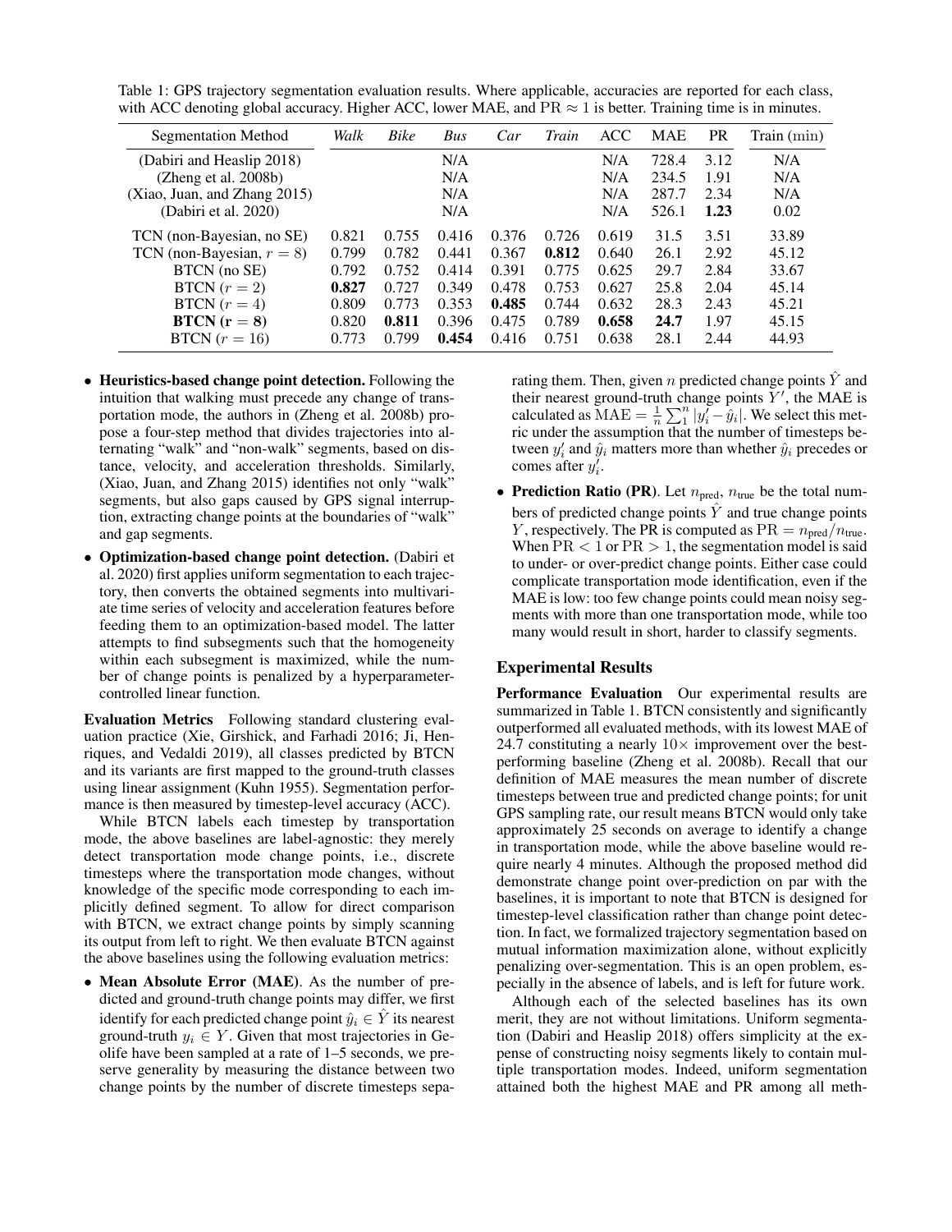Table 1: GPS trajectory segmentation evaluation results. Where applicable, accuracies are reported for each class, with ACC denoting global accuracy. Higher ACC, lower MAE, and $\text{PR} \approx 1$ is better. Training time is in minutes.

| Segmentation Method | *Walk* | *Bike* | *Bus* | *Car* | *Train* | ACC | MAE | PR | Train (min) |
|---|---|---|---|---|---|---|---|---|---|
| (Dabiri and Heaslip 2018) | | | N/A | | | N/A | 728.4 | 3.12 | N/A |
| (Zheng et al. 2008b) | | | N/A | | | N/A | 234.5 | 1.91 | N/A |
| (Xiao, Juan, and Zhang 2015) | | | N/A | | | N/A | 287.7 | 2.34 | N/A |
| (Dabiri et al. 2020) | | | N/A | | | N/A | 526.1 | **1.23** | 0.02 |
| TCN (non-Bayesian, no SE) | 0.821 | 0.755 | 0.416 | 0.376 | 0.726 | 0.619 | 31.5 | 3.51 | 33.89 |
| TCN (non-Bayesian, $r = 8$) | 0.799 | 0.782 | 0.441 | 0.367 | **0.812** | 0.640 | 26.1 | 2.92 | 45.12 |
| BTCN (no SE) | 0.792 | 0.752 | 0.414 | 0.391 | 0.775 | 0.625 | 29.7 | 2.84 | 33.67 |
| BTCN ($r = 2$) | **0.827** | 0.727 | 0.349 | 0.478 | 0.753 | 0.627 | 25.8 | 2.04 | 45.14 |
| BTCN ($r = 4$) | 0.809 | 0.773 | 0.353 | **0.485** | 0.744 | 0.632 | 28.3 | 2.43 | 45.21 |
| **BTCN ($\mathbf{r = 8}$)** | 0.820 | **0.811** | 0.396 | 0.475 | 0.789 | **0.658** | **24.7** | 1.97 | 45.15 |
| BTCN ($r = 16$) | 0.773 | 0.799 | **0.454** | 0.416 | 0.751 | 0.638 | 28.1 | 2.44 | 44.93 |

- **Heuristics-based change point detection.** Following the intuition that walking must precede any change of transportation mode, the authors in (Zheng et al. 2008b) propose a four-step method that divides trajectories into alternating "walk" and "non-walk" segments, based on distance, velocity, and acceleration thresholds. Similarly, (Xiao, Juan, and Zhang 2015) identifies not only "walk" segments, but also gaps caused by GPS signal interruption, extracting change points at the boundaries of "walk" and gap segments.
- **Optimization-based change point detection.** (Dabiri et al. 2020) first applies uniform segmentation to each trajectory, then converts the obtained segments into multivariate time series of velocity and acceleration features before feeding them to an optimization-based model. The latter attempts to find subsegments such that the homogeneity within each subsegment is maximized, while the number of change points is penalized by a hyperparameter-controlled linear function.

**Evaluation Metrics** Following standard clustering evaluation practice (Xie, Girshick, and Farhadi 2016; Ji, Henriques, and Vedaldi 2019), all classes predicted by BTCN and its variants are first mapped to the ground-truth classes using linear assignment (Kuhn 1955). Segmentation performance is then measured by timestep-level accuracy (ACC).

While BTCN labels each timestep by transportation mode, the above baselines are label-agnostic: they merely detect transportation mode change points, i.e., discrete timesteps where the transportation mode changes, without knowledge of the specific mode corresponding to each implicitly defined segment. To allow for direct comparison with BTCN, we extract change points by simply scanning its output from left to right. We then evaluate BTCN against the above baselines using the following evaluation metrics:

- **Mean Absolute Error (MAE)**. As the number of predicted and ground-truth change points may differ, we first identify for each predicted change point $\hat{y}_i \in \hat{Y}$ its nearest ground-truth $y_i \in Y$. Given that most trajectories in Geolife have been sampled at a rate of 1–5 seconds, we preserve generality by measuring the distance between two change points by the number of discrete timesteps separating them. Then, given $n$ predicted change points $\hat{Y}$ and their nearest ground-truth change points $Y'$, the MAE is calculated as $\text{MAE} = \frac{1}{n}\sum_1^n |y_i' - \hat{y}_i|$. We select this metric under the assumption that the number of timesteps between $y_i'$ and $\hat{y}_i$ matters more than whether $\hat{y}_i$ precedes or comes after $y_i'$.
- **Prediction Ratio (PR)**. Let $n_{\text{pred}}$, $n_{\text{true}}$ be the total numbers of predicted change points $\hat{Y}$ and true change points $Y$, respectively. The PR is computed as $\text{PR} = n_{\text{pred}}/n_{\text{true}}$. When $\text{PR} < 1$ or $\text{PR} > 1$, the segmentation model is said to under- or over-predict change points. Either case could complicate transportation mode identification, even if the MAE is low: too few change points could mean noisy segments with more than one transportation mode, while too many would result in short, harder to classify segments.

## Experimental Results

**Performance Evaluation** Our experimental results are summarized in Table 1. BTCN consistently and significantly outperformed all evaluated methods, with its lowest MAE of 24.7 constituting a nearly $10\times$ improvement over the best-performing baseline (Zheng et al. 2008b). Recall that our definition of MAE measures the mean number of discrete timesteps between true and predicted change points; for unit GPS sampling rate, our result means BTCN would only take approximately 25 seconds on average to identify a change in transportation mode, while the above baseline would require nearly 4 minutes. Although the proposed method did demonstrate change point over-prediction on par with the baselines, it is important to note that BTCN is designed for timestep-level classification rather than change point detection. In fact, we formalized trajectory segmentation based on mutual information maximization alone, without explicitly penalizing over-segmentation. This is an open problem, especially in the absence of labels, and is left for future work.

Although each of the selected baselines has its own merit, they are not without limitations. Uniform segmentation (Dabiri and Heaslip 2018) offers simplicity at the expense of constructing noisy segments likely to contain multiple transportation modes. Indeed, uniform segmentation attained both the highest MAE and PR among all meth-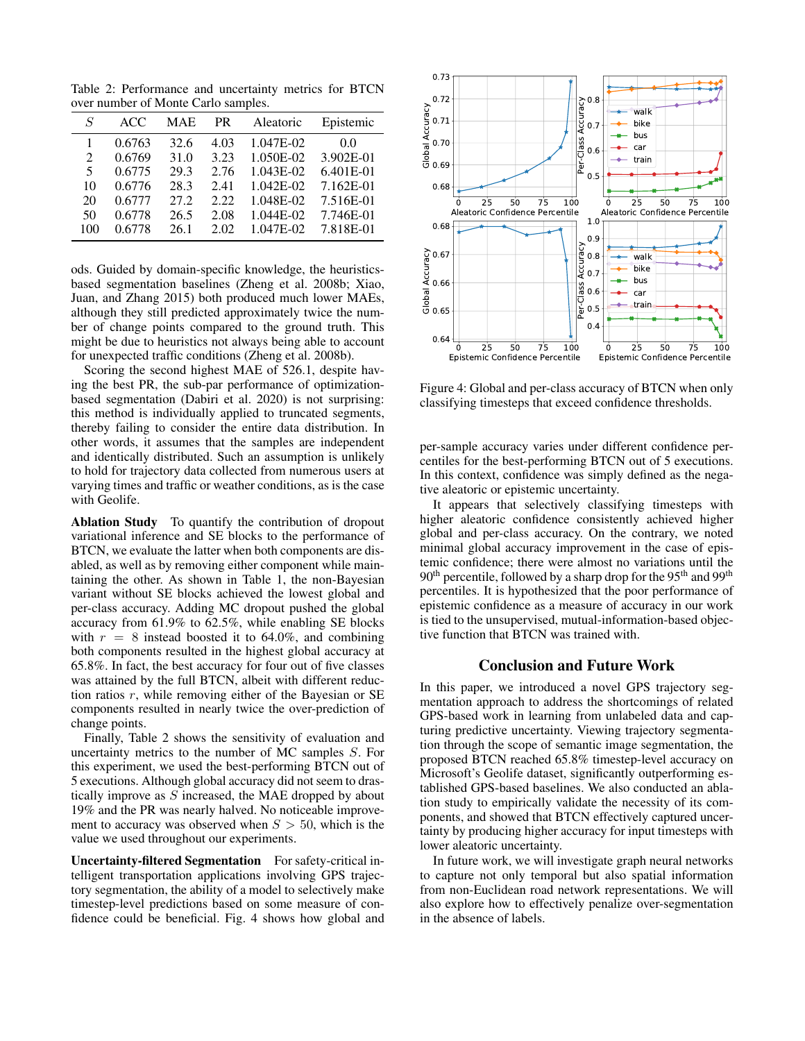Table 2: Performance and uncertainty metrics for BTCN over number of Monte Carlo samples.

| $S$ | ACC | MAE | PR | Aleatoric | Epistemic |
|---|---|---|---|---|---|
| 1 | 0.6763 | 32.6 | 4.03 | 1.047E-02 | 0.0 |
| 2 | 0.6769 | 31.0 | 3.23 | 1.050E-02 | 3.902E-01 |
| 5 | 0.6775 | 29.3 | 2.76 | 1.043E-02 | 6.401E-01 |
| 10 | 0.6776 | 28.3 | 2.41 | 1.042E-02 | 7.162E-01 |
| 20 | 0.6777 | 27.2 | 2.22 | 1.048E-02 | 7.516E-01 |
| 50 | 0.6778 | 26.5 | 2.08 | 1.044E-02 | 7.746E-01 |
| 100 | 0.6778 | 26.1 | 2.02 | 1.047E-02 | 7.818E-01 |

ods. Guided by domain-specific knowledge, the heuristics-based segmentation baselines (Zheng et al. 2008b; Xiao, Juan, and Zhang 2015) both produced much lower MAEs, although they still predicted approximately twice the number of change points compared to the ground truth. This might be due to heuristics not always being able to account for unexpected traffic conditions (Zheng et al. 2008b).

Scoring the second highest MAE of 526.1, despite having the best PR, the sub-par performance of optimization-based segmentation (Dabiri et al. 2020) is not surprising: this method is individually applied to truncated segments, thereby failing to consider the entire data distribution. In other words, it assumes that the samples are independent and identically distributed. Such an assumption is unlikely to hold for trajectory data collected from numerous users at varying times and traffic or weather conditions, as is the case with Geolife.

**Ablation Study** To quantify the contribution of dropout variational inference and SE blocks to the performance of BTCN, we evaluate the latter when both components are disabled, as well as by removing either component while maintaining the other. As shown in Table 1, the non-Bayesian variant without SE blocks achieved the lowest global and per-class accuracy. Adding MC dropout pushed the global accuracy from 61.9% to 62.5%, while enabling SE blocks with $r = 8$ instead boosted it to 64.0%, and combining both components resulted in the highest global accuracy at 65.8%. In fact, the best accuracy for four out of five classes was attained by the full BTCN, albeit with different reduction ratios $r$, while removing either of the Bayesian or SE components resulted in nearly twice the over-prediction of change points.

Finally, Table 2 shows the sensitivity of evaluation and uncertainty metrics to the number of MC samples $S$. For this experiment, we used the best-performing BTCN out of 5 executions. Although global accuracy did not seem to drastically improve as $S$ increased, the MAE dropped by about 19% and the PR was nearly halved. No noticeable improvement to accuracy was observed when $S > 50$, which is the value we used throughout our experiments.

**Uncertainty-filtered Segmentation** For safety-critical intelligent transportation applications involving GPS trajectory segmentation, the ability of a model to selectively make timestep-level predictions based on some measure of confidence could be beneficial. Fig. 4 shows how global and per-sample accuracy varies under different confidence percentiles for the best-performing BTCN out of 5 executions. In this context, confidence was simply defined as the negative aleatoric or epistemic uncertainty.

Figure 4: Global and per-class accuracy of BTCN when only classifying timesteps that exceed confidence thresholds.

It appears that selectively classifying timesteps with higher aleatoric confidence consistently achieved higher global and per-class accuracy. On the contrary, we noted minimal global accuracy improvement in the case of epistemic confidence; there were almost no variations until the 90th percentile, followed by a sharp drop for the 95th and 99th percentiles. It is hypothesized that the poor performance of epistemic confidence as a measure of accuracy in our work is tied to the unsupervised, mutual-information-based objective function that BTCN was trained with.

## Conclusion and Future Work

In this paper, we introduced a novel GPS trajectory segmentation approach to address the shortcomings of related GPS-based work in learning from unlabeled data and capturing predictive uncertainty. Viewing trajectory segmentation through the scope of semantic image segmentation, the proposed BTCN reached 65.8% timestep-level accuracy on Microsoft's Geolife dataset, significantly outperforming established GPS-based baselines. We also conducted an ablation study to empirically validate the necessity of its components, and showed that BTCN effectively captured uncertainty by producing higher accuracy for input timesteps with lower aleatoric uncertainty.

In future work, we will investigate graph neural networks to capture not only temporal but also spatial information from non-Euclidean road network representations. We will also explore how to effectively penalize over-segmentation in the absence of labels.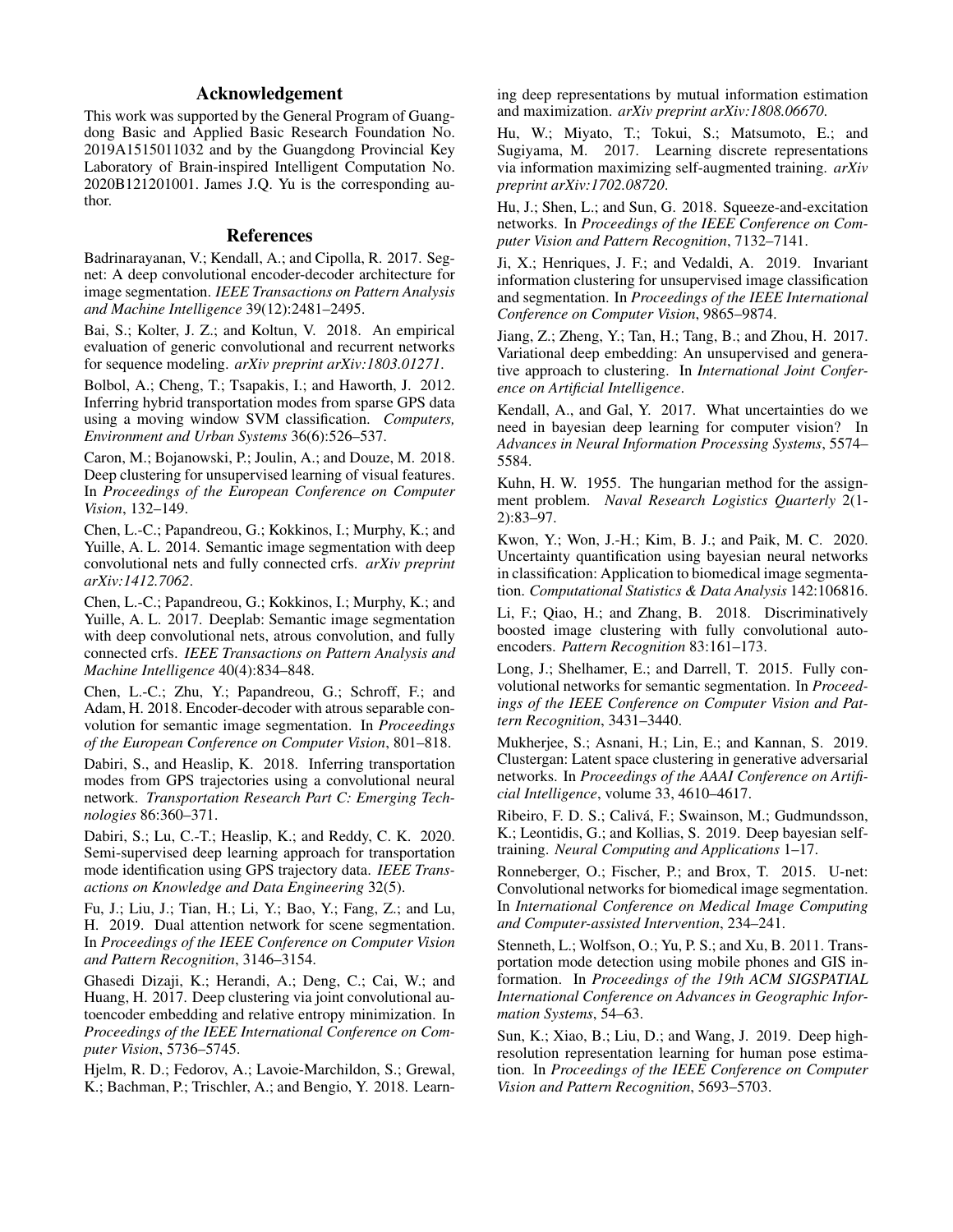## Acknowledgement

This work was supported by the General Program of Guangdong Basic and Applied Basic Research Foundation No. 2019A1515011032 and by the Guangdong Provincial Key Laboratory of Brain-inspired Intelligent Computation No. 2020B121201001. James J.Q. Yu is the corresponding author.

## References

Badrinarayanan, V.; Kendall, A.; and Cipolla, R. 2017. Segnet: A deep convolutional encoder-decoder architecture for image segmentation. *IEEE Transactions on Pattern Analysis and Machine Intelligence* 39(12):2481–2495.

Bai, S.; Kolter, J. Z.; and Koltun, V. 2018. An empirical evaluation of generic convolutional and recurrent networks for sequence modeling. *arXiv preprint arXiv:1803.01271*.

Bolbol, A.; Cheng, T.; Tsapakis, I.; and Haworth, J. 2012. Inferring hybrid transportation modes from sparse GPS data using a moving window SVM classification. *Computers, Environment and Urban Systems* 36(6):526–537.

Caron, M.; Bojanowski, P.; Joulin, A.; and Douze, M. 2018. Deep clustering for unsupervised learning of visual features. In *Proceedings of the European Conference on Computer Vision*, 132–149.

Chen, L.-C.; Papandreou, G.; Kokkinos, I.; Murphy, K.; and Yuille, A. L. 2014. Semantic image segmentation with deep convolutional nets and fully connected crfs. *arXiv preprint arXiv:1412.7062*.

Chen, L.-C.; Papandreou, G.; Kokkinos, I.; Murphy, K.; and Yuille, A. L. 2017. Deeplab: Semantic image segmentation with deep convolutional nets, atrous convolution, and fully connected crfs. *IEEE Transactions on Pattern Analysis and Machine Intelligence* 40(4):834–848.

Chen, L.-C.; Zhu, Y.; Papandreou, G.; Schroff, F.; and Adam, H. 2018. Encoder-decoder with atrous separable convolution for semantic image segmentation. In *Proceedings of the European Conference on Computer Vision*, 801–818.

Dabiri, S., and Heaslip, K. 2018. Inferring transportation modes from GPS trajectories using a convolutional neural network. *Transportation Research Part C: Emerging Technologies* 86:360–371.

Dabiri, S.; Lu, C.-T.; Heaslip, K.; and Reddy, C. K. 2020. Semi-supervised deep learning approach for transportation mode identification using GPS trajectory data. *IEEE Transactions on Knowledge and Data Engineering* 32(5).

Fu, J.; Liu, J.; Tian, H.; Li, Y.; Bao, Y.; Fang, Z.; and Lu, H. 2019. Dual attention network for scene segmentation. In *Proceedings of the IEEE Conference on Computer Vision and Pattern Recognition*, 3146–3154.

Ghasedi Dizaji, K.; Herandi, A.; Deng, C.; Cai, W.; and Huang, H. 2017. Deep clustering via joint convolutional autoencoder embedding and relative entropy minimization. In *Proceedings of the IEEE International Conference on Computer Vision*, 5736–5745.

Hjelm, R. D.; Fedorov, A.; Lavoie-Marchildon, S.; Grewal, K.; Bachman, P.; Trischler, A.; and Bengio, Y. 2018. Learning deep representations by mutual information estimation and maximization. *arXiv preprint arXiv:1808.06670*.

Hu, W.; Miyato, T.; Tokui, S.; Matsumoto, E.; and Sugiyama, M. 2017. Learning discrete representations via information maximizing self-augmented training. *arXiv preprint arXiv:1702.08720*.

Hu, J.; Shen, L.; and Sun, G. 2018. Squeeze-and-excitation networks. In *Proceedings of the IEEE Conference on Computer Vision and Pattern Recognition*, 7132–7141.

Ji, X.; Henriques, J. F.; and Vedaldi, A. 2019. Invariant information clustering for unsupervised image classification and segmentation. In *Proceedings of the IEEE International Conference on Computer Vision*, 9865–9874.

Jiang, Z.; Zheng, Y.; Tan, H.; Tang, B.; and Zhou, H. 2017. Variational deep embedding: An unsupervised and generative approach to clustering. In *International Joint Conference on Artificial Intelligence*.

Kendall, A., and Gal, Y. 2017. What uncertainties do we need in bayesian deep learning for computer vision? In *Advances in Neural Information Processing Systems*, 5574–5584.

Kuhn, H. W. 1955. The hungarian method for the assignment problem. *Naval Research Logistics Quarterly* 2(1-2):83–97.

Kwon, Y.; Won, J.-H.; Kim, B. J.; and Paik, M. C. 2020. Uncertainty quantification using bayesian neural networks in classification: Application to biomedical image segmentation. *Computational Statistics & Data Analysis* 142:106816.

Li, F.; Qiao, H.; and Zhang, B. 2018. Discriminatively boosted image clustering with fully convolutional autoencoders. *Pattern Recognition* 83:161–173.

Long, J.; Shelhamer, E.; and Darrell, T. 2015. Fully convolutional networks for semantic segmentation. In *Proceedings of the IEEE Conference on Computer Vision and Pattern Recognition*, 3431–3440.

Mukherjee, S.; Asnani, H.; Lin, E.; and Kannan, S. 2019. Clustergan: Latent space clustering in generative adversarial networks. In *Proceedings of the AAAI Conference on Artificial Intelligence*, volume 33, 4610–4617.

Ribeiro, F. D. S.; Calivá, F.; Swainson, M.; Gudmundsson, K.; Leontidis, G.; and Kollias, S. 2019. Deep bayesian self-training. *Neural Computing and Applications* 1–17.

Ronneberger, O.; Fischer, P.; and Brox, T. 2015. U-net: Convolutional networks for biomedical image segmentation. In *International Conference on Medical Image Computing and Computer-assisted Intervention*, 234–241.

Stenneth, L.; Wolfson, O.; Yu, P. S.; and Xu, B. 2011. Transportation mode detection using mobile phones and GIS information. In *Proceedings of the 19th ACM SIGSPATIAL International Conference on Advances in Geographic Information Systems*, 54–63.

Sun, K.; Xiao, B.; Liu, D.; and Wang, J. 2019. Deep high-resolution representation learning for human pose estimation. In *Proceedings of the IEEE Conference on Computer Vision and Pattern Recognition*, 5693–5703.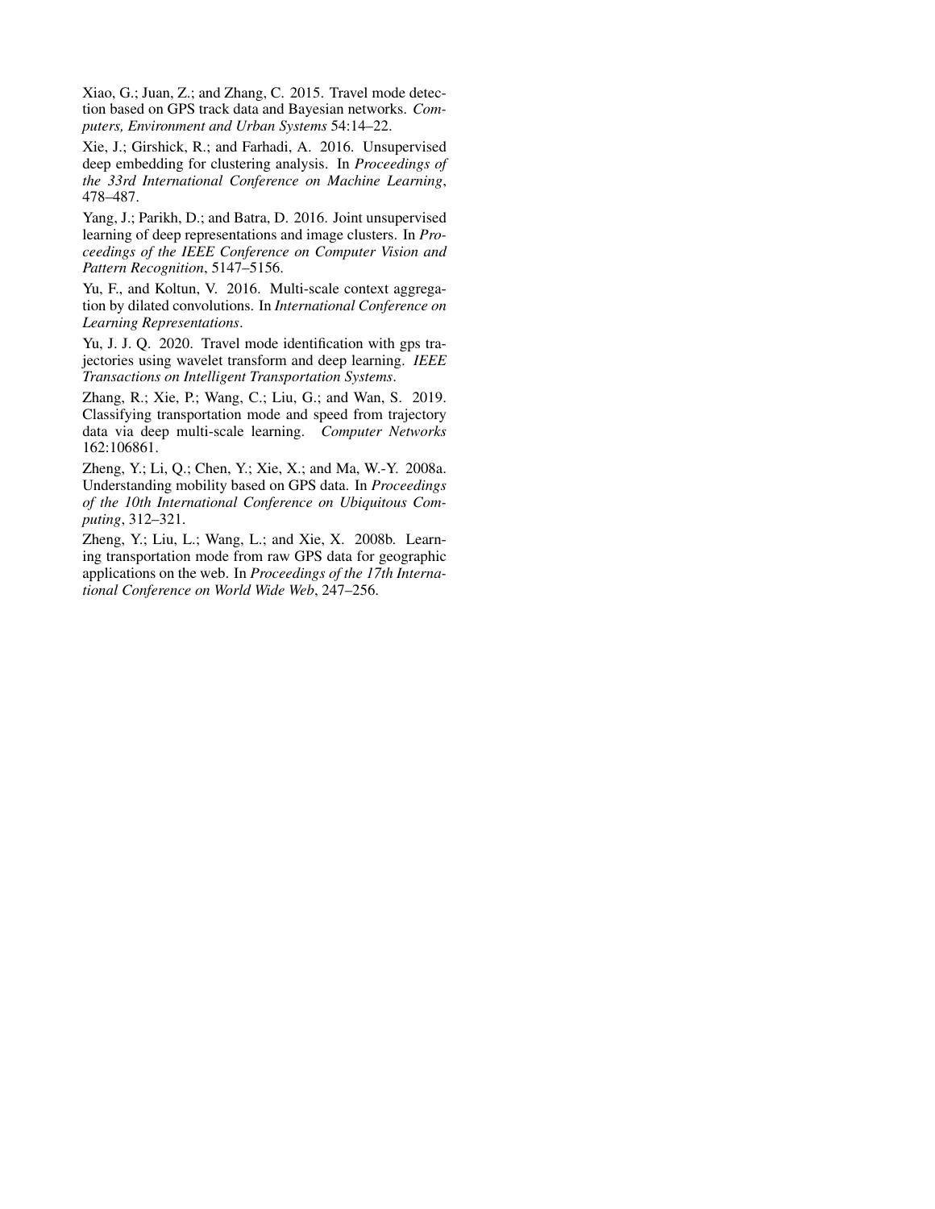Xiao, G.; Juan, Z.; and Zhang, C. 2015. Travel mode detection based on GPS track data and Bayesian networks. *Computers, Environment and Urban Systems* 54:14–22.

Xie, J.; Girshick, R.; and Farhadi, A. 2016. Unsupervised deep embedding for clustering analysis. In *Proceedings of the 33rd International Conference on Machine Learning*, 478–487.

Yang, J.; Parikh, D.; and Batra, D. 2016. Joint unsupervised learning of deep representations and image clusters. In *Proceedings of the IEEE Conference on Computer Vision and Pattern Recognition*, 5147–5156.

Yu, F., and Koltun, V. 2016. Multi-scale context aggregation by dilated convolutions. In *International Conference on Learning Representations*.

Yu, J. J. Q. 2020. Travel mode identification with gps trajectories using wavelet transform and deep learning. *IEEE Transactions on Intelligent Transportation Systems*.

Zhang, R.; Xie, P.; Wang, C.; Liu, G.; and Wan, S. 2019. Classifying transportation mode and speed from trajectory data via deep multi-scale learning. *Computer Networks* 162:106861.

Zheng, Y.; Li, Q.; Chen, Y.; Xie, X.; and Ma, W.-Y. 2008a. Understanding mobility based on GPS data. In *Proceedings of the 10th International Conference on Ubiquitous Computing*, 312–321.

Zheng, Y.; Liu, L.; Wang, L.; and Xie, X. 2008b. Learning transportation mode from raw GPS data for geographic applications on the web. In *Proceedings of the 17th International Conference on World Wide Web*, 247–256.